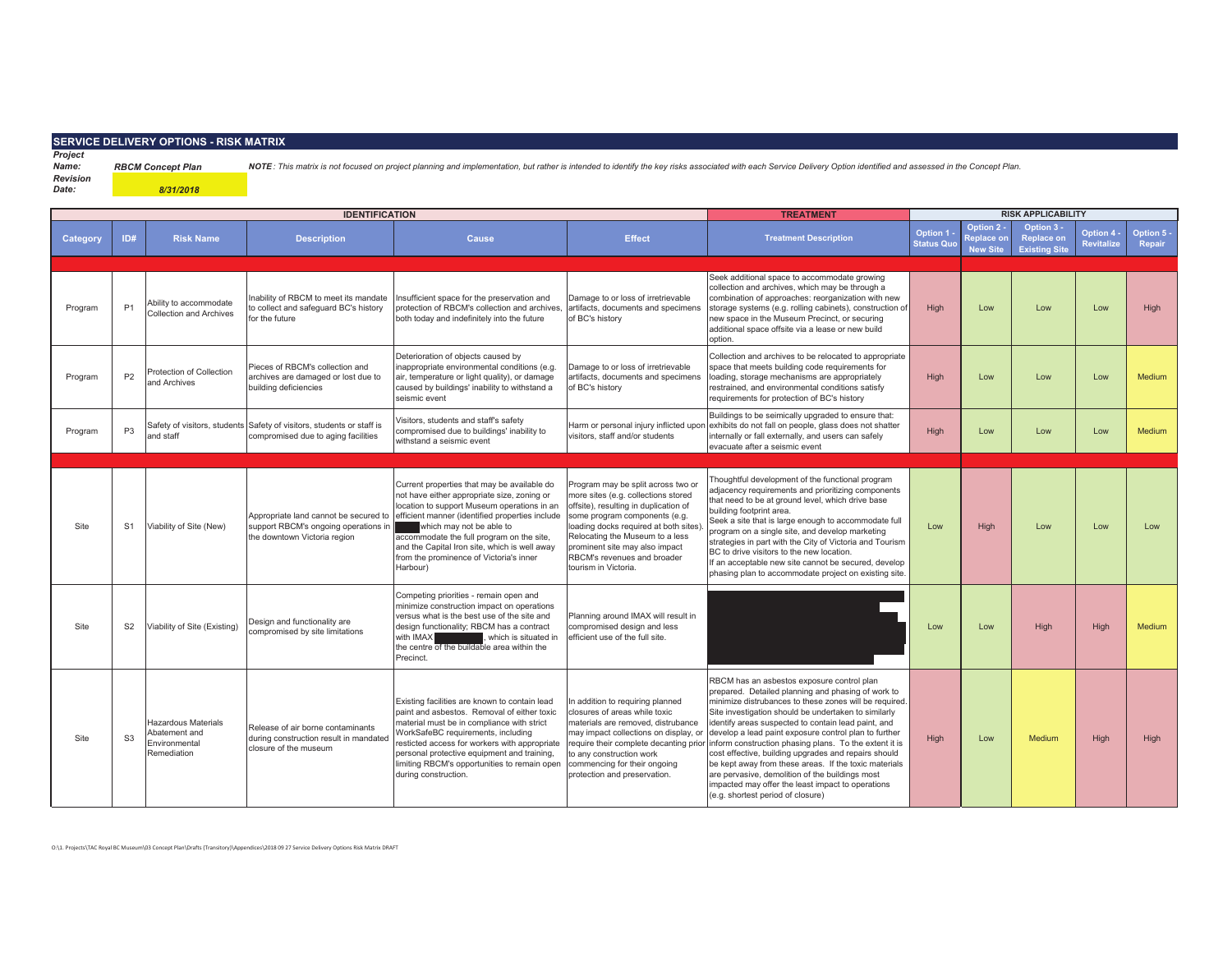## SERVICE DELIVERY OPTIONS - RISK MATRIX

**Project Name:** ***RBCM Concept Plan***

**Revision Date:** ***8/31/2018***

***NOTE**: This matrix is not focused on project planning and implementation, but rather is intended to identify the key risks associated with each Service Delivery Option identified and assessed in the Concept Plan.*

| IDENTIFICATION | | | | | | TREATMENT | RISK APPLICABILITY | | | | |
|---|---|---|---|---|---|---|---|---|---|---|---|
| **Category** | **ID#** | **Risk Name** | **Description** | **Cause** | **Effect** | **Treatment Description** | **Option 1 - Status Quo** | **Option 2 - Replace on New Site** | **Option 3 - Replace on Existing Site** | **Option 4 - Revitalize** | **Option 5 - Repair** |
| | | | | | | | | | | | |
| Program | P1 | Ability to accommodate Collection and Archives | Inability of RBCM to meet its mandate to collect and safeguard BC's history for the future | Insufficient space for the preservation and protection of RBCM's collection and archives, both today and indefinitely into the future | Damage to or loss of irretrievable artifacts, documents and specimens of BC's history | Seek additional space to accommodate growing collection and archives, which may be through a combination of approaches: reorganization with new storage systems (e.g. rolling cabinets), construction of new space in the Museum Precinct, or securing additional space offsite via a lease or new build option. | High | Low | Low | Low | High |
| Program | P2 | Protection of Collection and Archives | Pieces of RBCM's collection and archives are damaged or lost due to building deficiencies | Deterioration of objects caused by inappropriate environmental conditions (e.g. air, temperature or light quality), or damage caused by buildings' inability to withstand a seismic event | Damage to or loss of irretrievable artifacts, documents and specimens of BC's history | Collection and archives to be relocated to appropriate space that meets building code requirements for loading, storage mechanisms are appropriately restrained, and environmental conditions satisfy requirements for protection of BC's history | High | Low | Low | Low | Medium |
| Program | P3 | Safety of visitors, students and staff | Safety of visitors, students or staff is compromised due to aging facilities | Visitors, students and staff's safety compromised due to buildings' inability to withstand a seismic event | Harm or personal injury inflicted upon visitors, staff and/or students | Buildings to be seimically upgraded to ensure that: exhibits do not fall on people, glass does not shatter internally or fall externally, and users can safely evacuate after a seismic event | High | Low | Low | Low | Medium |
| | | | | | | | | | | | |
| Site | S1 | Viability of Site (New) | Appropriate land cannot be secured to support RBCM's ongoing operations in the downtown Victoria region | Current properties that may be available do not have either appropriate size, zoning or location to support Museum operations in an efficient manner (identified properties include [redacted] which may not be able to accommodate the full program on the site, and the Capital Iron site, which is well away from the prominence of Victoria's inner Harbour) | Program may be split across two or more sites (e.g. collections stored offsite), resulting in duplication of some program components (e.g. loading docks required at both sites). Relocating the Museum to a less prominent site may also impact RBCM's revenues and broader tourism in Victoria. | Thoughtful development of the functional program adjacency requirements and prioritizing components that need to be at ground level, which drive base building footprint area. Seek a site that is large enough to accommodate full program on a single site, and develop marketing strategies in part with the City of Victoria and Tourism BC to drive visitors to the new location. If an acceptable new site cannot be secured, develop phasing plan to accommodate project on existing site. | Low | High | Low | Low | Low |
| Site | S2 | Viability of Site (Existing) | Design and functionality are compromised by site limitations | Competing priorities - remain open and minimize construction impact on operations versus what is the best use of the site and design functionality; RBCM has a contract with IMAX [redacted], which is situated in the centre of the buildable area within the Precinct. | Planning around IMAX will result in compromised design and less efficient use of the full site. | [redacted] | Low | Low | High | High | Medium |
| Site | S3 | Hazardous Materials Abatement and Environmental Remediation | Release of air borne contaminants during construction result in mandated closure of the museum | Existing facilities are known to contain lead paint and asbestos. Removal of either toxic material must be in compliance with strict WorkSafeBC requirements, including resticted access for workers with appropriate personal protective equipment and training, limiting RBCM's opportunities to remain open during construction. | In addition to requiring planned closures of areas while toxic materials are removed, distrubance may impact collections on display, or require their complete decanting prior to any construction work commencing for their ongoing protection and preservation. | RBCM has an asbestos exposure control plan prepared. Detailed planning and phasing of work to minimize distrubances to these zones will be required. Site investigation should be undertaken to similarly identify areas suspected to contain lead paint, and develop a lead paint exposure control plan to further inform construction phasing plans. To the extent it is cost effective, building upgrades and repairs should be kept away from these areas. If the toxic materials are pervasive, demolition of the buildings most impacted may offer the least impact to operations (e.g. shortest period of closure) | High | Low | Medium | High | High |

O:\1. Projects\TAC Royal BC Museum\03 Concept Plan\Drafts (Transitory)\Appendices\2018 09 27 Service Delivery Options Risk Matrix DRAFT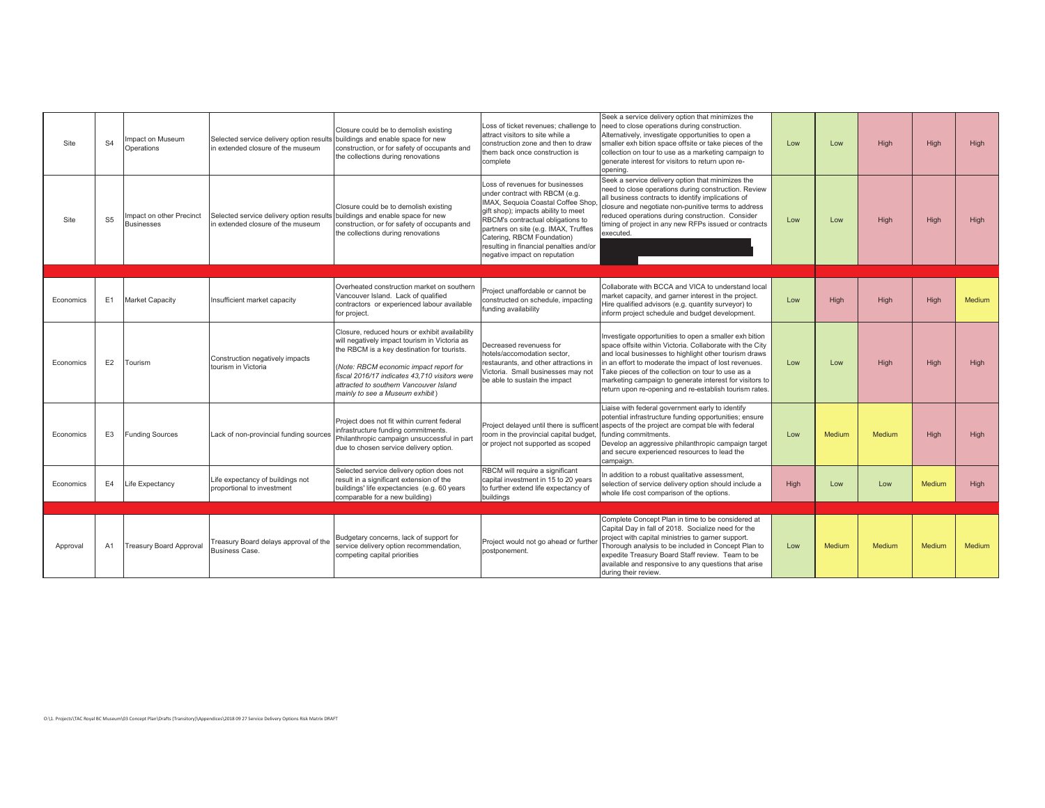| | | | | | | | | | | | |
|---|---|---|---|---|---|---|---|---|---|---|---|
| Site | S4 | Impact on Museum Operations | Selected service delivery option results in extended closure of the museum | Closure could be to demolish existing buildings and enable space for new construction, or for safety of occupants and the collections during renovations | Loss of ticket revenues; challenge to attract visitors to site while a construction zone and then to draw them back once construction is complete | Seek a service delivery option that minimizes the need to close operations during construction. Alternatively, investigate opportunities to open a smaller exh bition space offsite or take pieces of the collection on tour to use as a marketing campaign to generate interest for visitors to return upon re-opening. | Low | Low | High | High | High |
| Site | S5 | Impact on other Precinct Businesses | Selected service delivery option results in extended closure of the museum | Closure could be to demolish existing buildings and enable space for new construction, or for safety of occupants and the collections during renovations | Loss of revenues for businesses under contract with RBCM (e.g. IMAX, Sequoia Coastal Coffee Shop, gift shop); impacts ability to meet RBCM's contractual obligations to partners on site (e.g. IMAX, Truffles Catering, RBCM Foundation) resulting in financial penalties and/or negative impact on reputation | Seek a service delivery option that minimizes the need to close operations during construction. Review all business contracts to identify implications of closure and negotiate non-punitive terms to address reduced operations during construction. Consider timing of project in any new RFPs issued or contracts executed. | Low | Low | High | High | High |
| | | | | | | | | | | | |
| Economics | E1 | Market Capacity | Insufficient market capacity | Overheated construction market on southern Vancouver Island. Lack of qualified contractors or experienced labour available for project. | Project unaffordable or cannot be constructed on schedule, impacting funding availability | Collaborate with BCCA and VICA to understand local market capacity, and garner interest in the project. Hire qualified advisors (e.g. quantity surveyor) to inform project schedule and budget development. | Low | High | High | High | Medium |
| Economics | E2 | Tourism | Construction negatively impacts tourism in Victoria | Closure, reduced hours or exhibit availability will negatively impact tourism in Victoria as the RBCM is a key destination for tourists. (*Note: RBCM economic impact report for fiscal 2016/17 indicates 43,710 visitors were attracted to southern Vancouver Island mainly to see a Museum exhibit*) | Decreased revenuess for hotels/accomodation sector, restaurants, and other attractions in Victoria. Small businesses may not be able to sustain the impact | Investigate opportunities to open a smaller exh bition space offsite within Victoria. Collaborate with the City and local businesses to highlight other tourism draws in an effort to moderate the impact of lost revenues. Take pieces of the collection on tour to use as a marketing campaign to generate interest for visitors to return upon re-opening and re-establish tourism rates. | Low | Low | High | High | High |
| Economics | E3 | Funding Sources | Lack of non-provincial funding sources | Project does not fit within current federal infrastructure funding commitments. Philanthropic campaign unsuccessful in part due to chosen service delivery option. | Project delayed until there is sufficent room in the provincial capital budget, or project not supported as scoped | Liaise with federal government early to identify potential infrastructure funding opportunities; ensure aspects of the project are compat ble with federal funding commitments. Develop an aggressive philanthropic campaign target and secure experienced resources to lead the campaign. | Low | Medium | Medium | High | High |
| Economics | E4 | Life Expectancy | Life expectancy of buildings not proportional to investment | Selected service delivery option does not result in a significant extension of the buildings' life expectancies (e.g. 60 years comparable for a new building) | RBCM will require a significant capital investment in 15 to 20 years to further extend life expectancy of buildings | In addition to a robust qualitative assessment, selection of service delivery option should include a whole life cost comparison of the options. | High | Low | Low | Medium | High |
| | | | | | | | | | | | |
| Approval | A1 | Treasury Board Approval | Treasury Board delays approval of the Business Case. | Budgetary concerns, lack of support for service delivery option recommendation, competing capital priorities | Project would not go ahead or further postponement. | Complete Concept Plan in time to be considered at Capital Day in fall of 2018. Socialize need for the project with capital ministries to garner support. Thorough analysis to be included in Concept Plan to expedite Treasury Board Staff review. Team to be available and responsive to any questions that arise during their review. | Low | Medium | Medium | Medium | Medium |

O:\1. Projects\TAC Royal BC Museum\03 Concept Plan\Drafts (Transitory)\Appendices\2018 09 27 Service Delivery Options Risk Matrix DRAFT